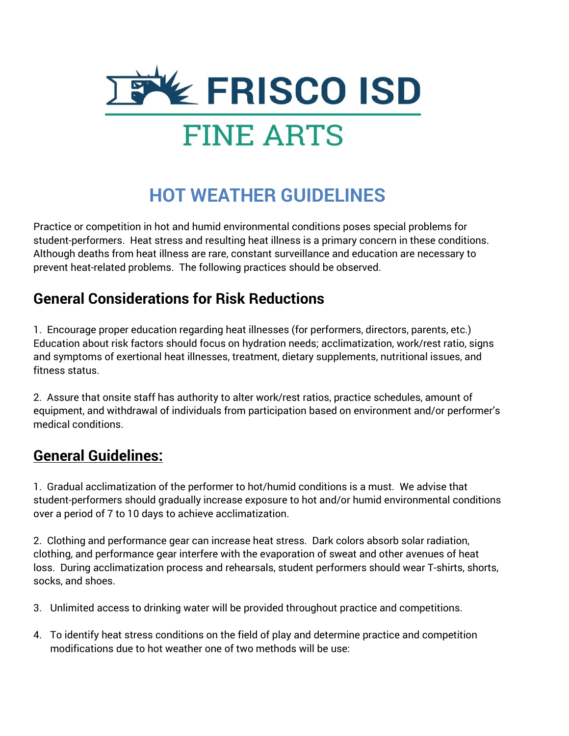# FRISCO ISD

## FINE ARTS

## HOT WEATHER GUIDELINES

Practice or competition in hot and humid environmental conditions poses special problems for student-performers. Heat stress and resulting heat illness is a primary concern in these conditions. Although deaths from heat illness are rare, constant surveillance and education are necessary to prevent heat-related problems. The following practices should be observed.

## General Considerations for Risk Reductions

1. Encourage proper education regarding heat illnesses (for performers, directors, parents, etc.) Education about risk factors should focus on hydration needs; acclimatization, work/rest ratio, signs and symptoms of exertional heat illnesses, treatment, dietary supplements, nutritional issues, and fitness status.

2. Assure that onsite staff has authority to alter work/rest ratios, practice schedules, amount of equipment, and withdrawal of individuals from participation based on environment and/or performer's medical conditions.

## General Guidelines:

1. Gradual acclimatization of the performer to hot/humid conditions is a must. We advise that student-performers should gradually increase exposure to hot and/or humid environmental conditions over a period of 7 to 10 days to achieve acclimatization.

2. Clothing and performance gear can increase heat stress. Dark colors absorb solar radiation, clothing, and performance gear interfere with the evaporation of sweat and other avenues of heat loss. During acclimatization process and rehearsals, student performers should wear T-shirts, shorts, socks, and shoes.

3. Unlimited access to drinking water will be provided throughout practice and competitions.

4. To identify heat stress conditions on the field of play and determine practice and competition modifications due to hot weather one of two methods will be use: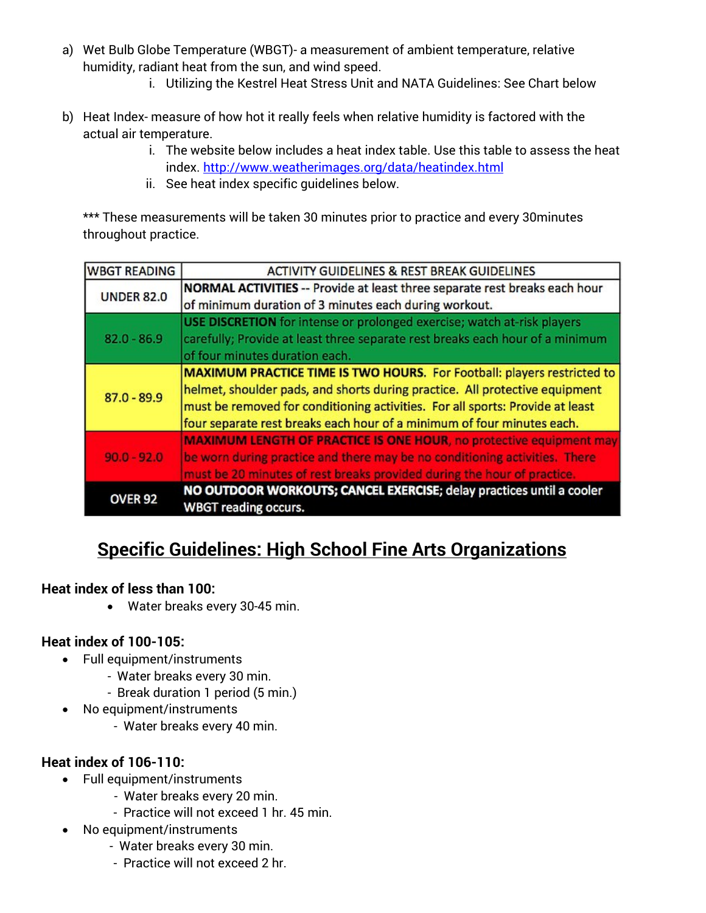a) Wet Bulb Globe Temperature (WBGT)- a measurement of ambient temperature, relative humidity, radiant heat from the sun, and wind speed.
   i. Utilizing the Kestrel Heat Stress Unit and NATA Guidelines: See Chart below

b) Heat Index- measure of how hot it really feels when relative humidity is factored with the actual air temperature.
   i. The website below includes a heat index table. Use this table to assess the heat index. http://www.weatherimages.org/data/heatindex.html
   ii. See heat index specific guidelines below.

*** These measurements will be taken 30 minutes prior to practice and every 30minutes throughout practice.

| WBGT READING | ACTIVITY GUIDELINES & REST BREAK GUIDELINES |
|---|---|
| UNDER 82.0 | **NORMAL ACTIVITIES** -- Provide at least three separate rest breaks each hour of minimum duration of 3 minutes each during workout. |
| 82.0 - 86.9 | **USE DISCRETION** for intense or prolonged exercise; watch at-risk players carefully; Provide at least three separate rest breaks each hour of a minimum of four minutes duration each. |
| 87.0 - 89.9 | **MAXIMUM PRACTICE TIME IS TWO HOURS.** For Football: players restricted to helmet, shoulder pads, and shorts during practice. All protective equipment must be removed for conditioning activities. For all sports: Provide at least four separate rest breaks each hour of a minimum of four minutes each. |
| 90.0 - 92.0 | **MAXIMUM LENGTH OF PRACTICE IS ONE HOUR**, no protective equipment may be worn during practice and there may be no conditioning activities. There must be 20 minutes of rest breaks provided during the hour of practice. |
| OVER 92 | **NO OUTDOOR WORKOUTS; CANCEL EXERCISE;** delay practices until a cooler WBGT reading occurs. |

## Specific Guidelines: High School Fine Arts Organizations

**Heat index of less than 100:**

- Water breaks every 30-45 min.

**Heat index of 100-105:**

- Full equipment/instruments
  - Water breaks every 30 min.
  - Break duration 1 period (5 min.)
- No equipment/instruments
  - Water breaks every 40 min.

**Heat index of 106-110:**

- Full equipment/instruments
  - Water breaks every 20 min.
  - Practice will not exceed 1 hr. 45 min.
- No equipment/instruments
  - Water breaks every 30 min.
  - Practice will not exceed 2 hr.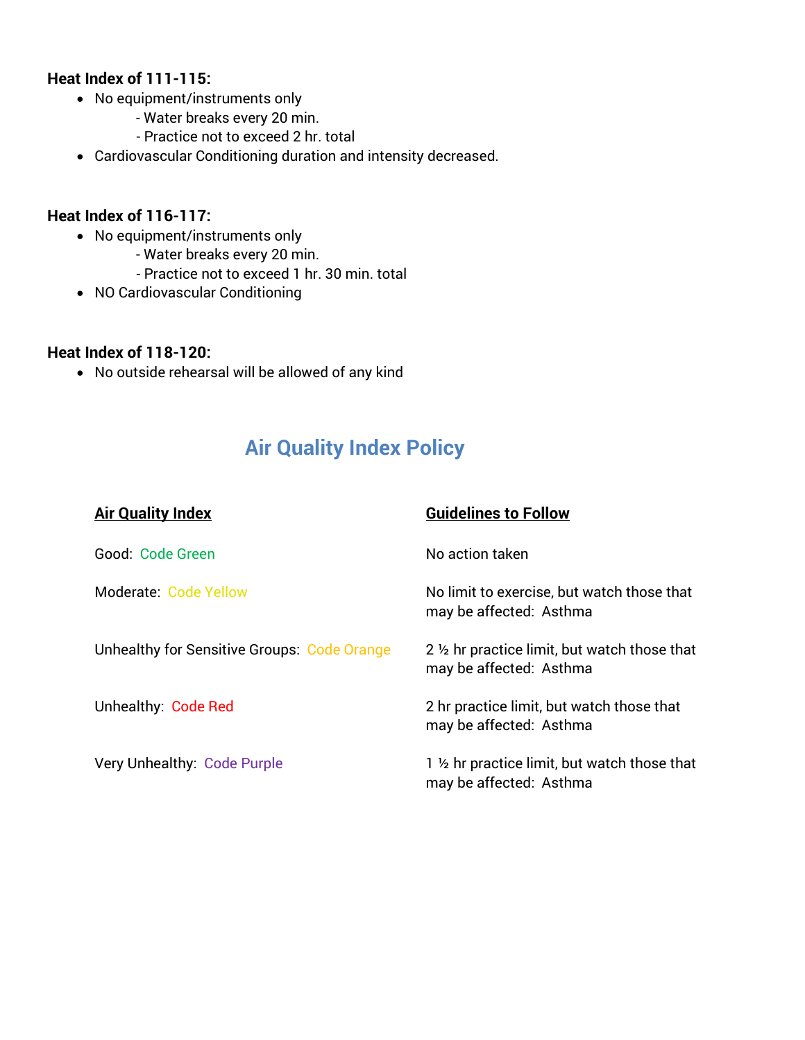**Heat Index of 111-115:**

- No equipment/instruments only
  - Water breaks every 20 min.
  - Practice not to exceed 2 hr. total
- Cardiovascular Conditioning duration and intensity decreased.

**Heat Index of 116-117:**

- No equipment/instruments only
  - Water breaks every 20 min.
  - Practice not to exceed 1 hr. 30 min. total
- NO Cardiovascular Conditioning

**Heat Index of 118-120:**

- No outside rehearsal will be allowed of any kind

## Air Quality Index Policy

| Air Quality Index | Guidelines to Follow |
|---|---|
| Good: Code Green | No action taken |
| Moderate: Code Yellow | No limit to exercise, but watch those that may be affected: Asthma |
| Unhealthy for Sensitive Groups: Code Orange | 2 ½ hr practice limit, but watch those that may be affected: Asthma |
| Unhealthy: Code Red | 2 hr practice limit, but watch those that may be affected: Asthma |
| Very Unhealthy: Code Purple | 1 ½ hr practice limit, but watch those that may be affected: Asthma |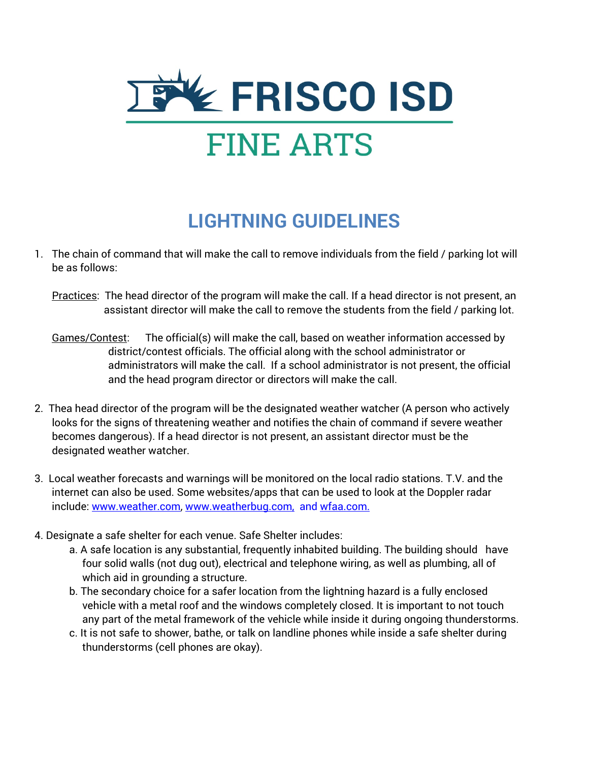# FRISCO ISD

## FINE ARTS

## LIGHTNING GUIDELINES

1. The chain of command that will make the call to remove individuals from the field / parking lot will be as follows:

   Practices: The head director of the program will make the call. If a head director is not present, an assistant director will make the call to remove the students from the field / parking lot.

   Games/Contest: The official(s) will make the call, based on weather information accessed by district/contest officials. The official along with the school administrator or administrators will make the call. If a school administrator is not present, the official and the head program director or directors will make the call.

2. Thea head director of the program will be the designated weather watcher (A person who actively looks for the signs of threatening weather and notifies the chain of command if severe weather becomes dangerous). If a head director is not present, an assistant director must be the designated weather watcher.

3. Local weather forecasts and warnings will be monitored on the local radio stations. T.V. and the internet can also be used. Some websites/apps that can be used to look at the Doppler radar include: www.weather.com, www.weatherbug.com, and wfaa.com.

4. Designate a safe shelter for each venue. Safe Shelter includes:
   a. A safe location is any substantial, frequently inhabited building. The building should have four solid walls (not dug out), electrical and telephone wiring, as well as plumbing, all of which aid in grounding a structure.
   b. The secondary choice for a safer location from the lightning hazard is a fully enclosed vehicle with a metal roof and the windows completely closed. It is important to not touch any part of the metal framework of the vehicle while inside it during ongoing thunderstorms.
   c. It is not safe to shower, bathe, or talk on landline phones while inside a safe shelter during thunderstorms (cell phones are okay).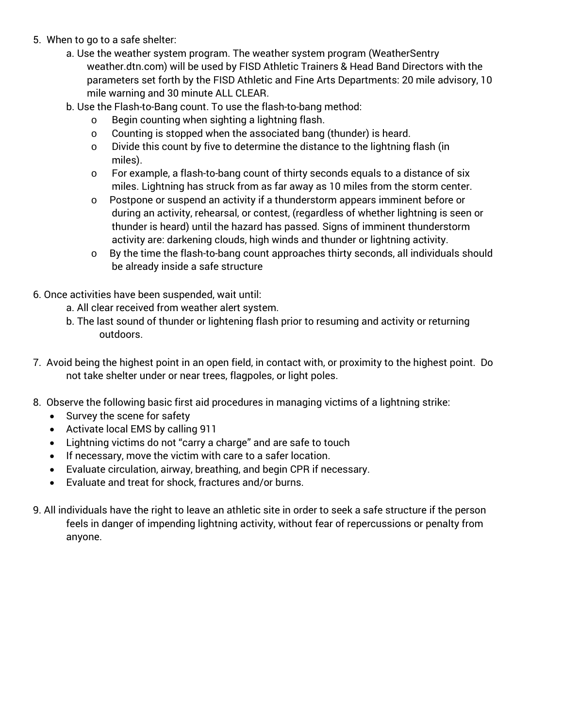5. When to go to a safe shelter:
   a. Use the weather system program. The weather system program (WeatherSentry weather.dtn.com) will be used by FISD Athletic Trainers & Head Band Directors with the parameters set forth by the FISD Athletic and Fine Arts Departments: 20 mile advisory, 10 mile warning and 30 minute ALL CLEAR.
   b. Use the Flash-to-Bang count. To use the flash-to-bang method:
      - Begin counting when sighting a lightning flash.
      - Counting is stopped when the associated bang (thunder) is heard.
      - Divide this count by five to determine the distance to the lightning flash (in miles).
      - For example, a flash-to-bang count of thirty seconds equals to a distance of six miles. Lightning has struck from as far away as 10 miles from the storm center.
      - Postpone or suspend an activity if a thunderstorm appears imminent before or during an activity, rehearsal, or contest, (regardless of whether lightning is seen or thunder is heard) until the hazard has passed. Signs of imminent thunderstorm activity are: darkening clouds, high winds and thunder or lightning activity.
      - By the time the flash-to-bang count approaches thirty seconds, all individuals should be already inside a safe structure

6. Once activities have been suspended, wait until:
   a. All clear received from weather alert system.
   b. The last sound of thunder or lightening flash prior to resuming and activity or returning outdoors.

7. Avoid being the highest point in an open field, in contact with, or proximity to the highest point. Do not take shelter under or near trees, flagpoles, or light poles.

8. Observe the following basic first aid procedures in managing victims of a lightning strike:
   - Survey the scene for safety
   - Activate local EMS by calling 911
   - Lightning victims do not "carry a charge" and are safe to touch
   - If necessary, move the victim with care to a safer location.
   - Evaluate circulation, airway, breathing, and begin CPR if necessary.
   - Evaluate and treat for shock, fractures and/or burns.

9. All individuals have the right to leave an athletic site in order to seek a safe structure if the person feels in danger of impending lightning activity, without fear of repercussions or penalty from anyone.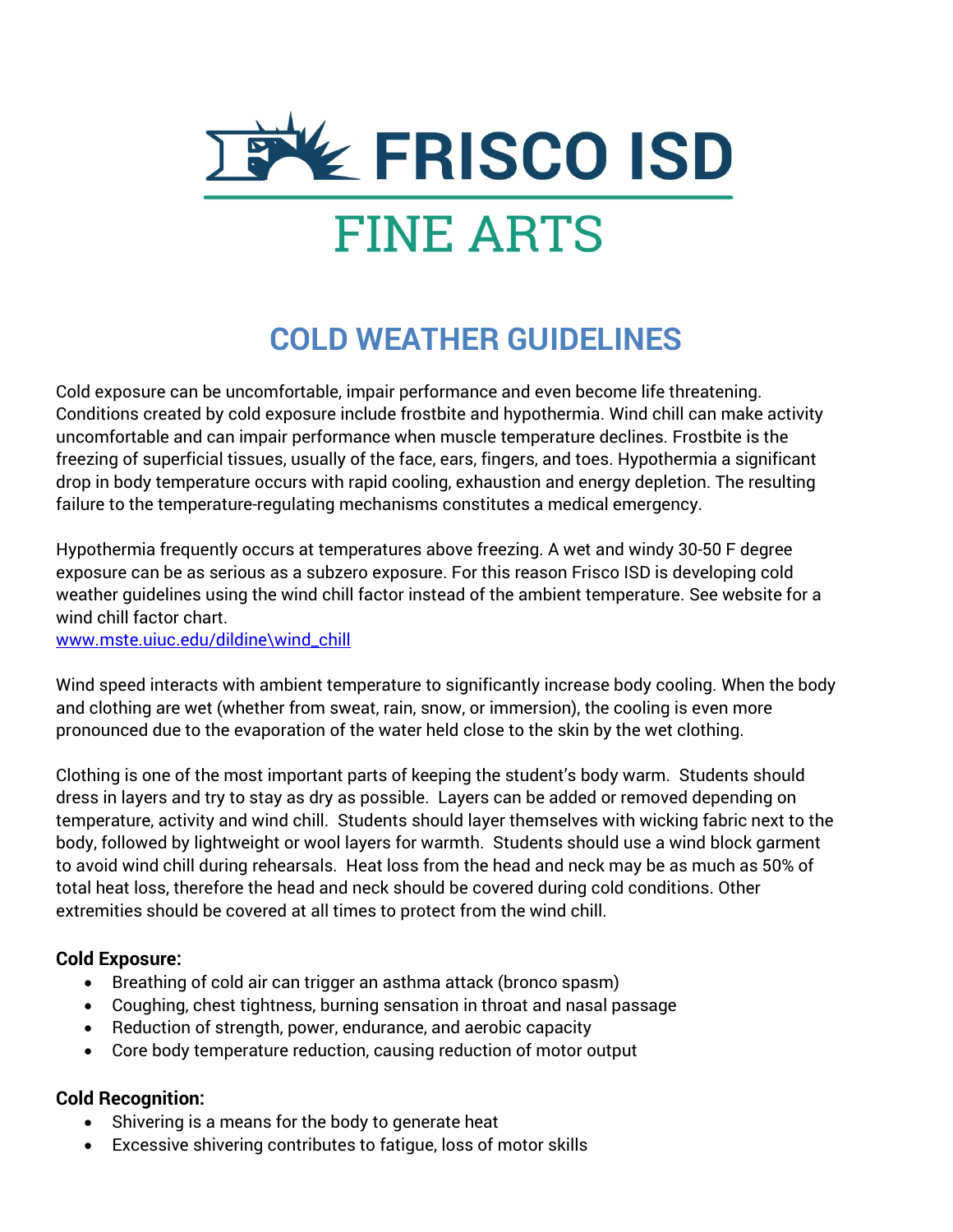# FRISCO ISD

## FINE ARTS

## COLD WEATHER GUIDELINES

Cold exposure can be uncomfortable, impair performance and even become life threatening. Conditions created by cold exposure include frostbite and hypothermia. Wind chill can make activity uncomfortable and can impair performance when muscle temperature declines. Frostbite is the freezing of superficial tissues, usually of the face, ears, fingers, and toes. Hypothermia a significant drop in body temperature occurs with rapid cooling, exhaustion and energy depletion. The resulting failure to the temperature-regulating mechanisms constitutes a medical emergency.

Hypothermia frequently occurs at temperatures above freezing. A wet and windy 30-50 F degree exposure can be as serious as a subzero exposure. For this reason Frisco ISD is developing cold weather guidelines using the wind chill factor instead of the ambient temperature. See website for a wind chill factor chart.
[www.mste.uiuc.edu/dildine\wind_chill](www.mste.uiuc.edu/dildine\wind_chill)

Wind speed interacts with ambient temperature to significantly increase body cooling. When the body and clothing are wet (whether from sweat, rain, snow, or immersion), the cooling is even more pronounced due to the evaporation of the water held close to the skin by the wet clothing.

Clothing is one of the most important parts of keeping the student's body warm. Students should dress in layers and try to stay as dry as possible. Layers can be added or removed depending on temperature, activity and wind chill. Students should layer themselves with wicking fabric next to the body, followed by lightweight or wool layers for warmth. Students should use a wind block garment to avoid wind chill during rehearsals. Heat loss from the head and neck may be as much as 50% of total heat loss, therefore the head and neck should be covered during cold conditions. Other extremities should be covered at all times to protect from the wind chill.

**Cold Exposure:**

- Breathing of cold air can trigger an asthma attack (bronco spasm)
- Coughing, chest tightness, burning sensation in throat and nasal passage
- Reduction of strength, power, endurance, and aerobic capacity
- Core body temperature reduction, causing reduction of motor output

**Cold Recognition:**

- Shivering is a means for the body to generate heat
- Excessive shivering contributes to fatigue, loss of motor skills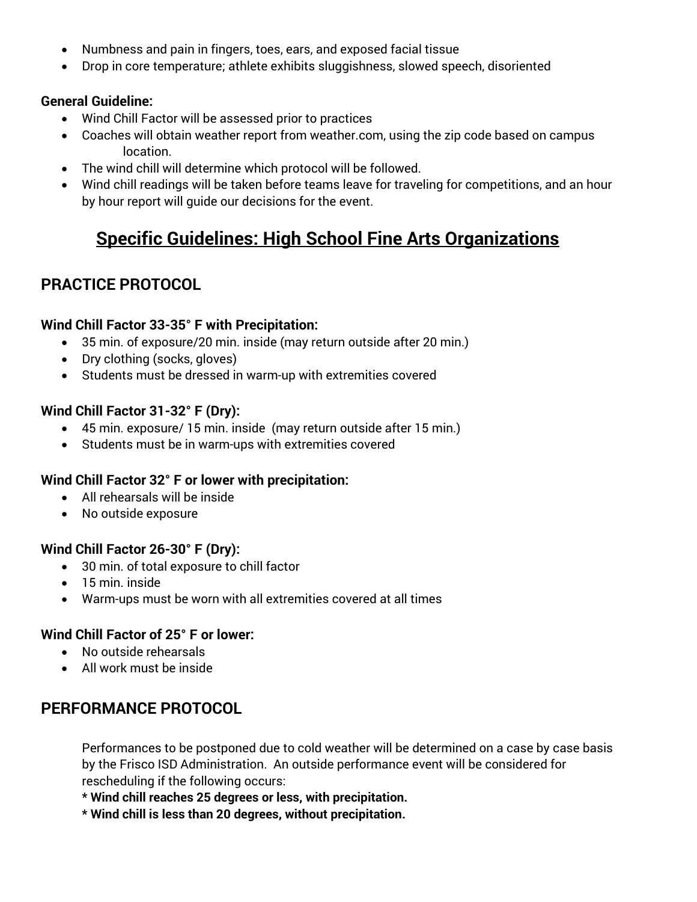- Numbness and pain in fingers, toes, ears, and exposed facial tissue
- Drop in core temperature; athlete exhibits sluggishness, slowed speech, disoriented

**General Guideline:**

- Wind Chill Factor will be assessed prior to practices
- Coaches will obtain weather report from weather.com, using the zip code based on campus location.
- The wind chill will determine which protocol will be followed.
- Wind chill readings will be taken before teams leave for traveling for competitions, and an hour by hour report will guide our decisions for the event.

# Specific Guidelines: High School Fine Arts Organizations

## PRACTICE PROTOCOL

### Wind Chill Factor 33-35° F with Precipitation:

- 35 min. of exposure/20 min. inside (may return outside after 20 min.)
- Dry clothing (socks, gloves)
- Students must be dressed in warm-up with extremities covered

### Wind Chill Factor 31-32° F (Dry):

- 45 min. exposure/ 15 min. inside (may return outside after 15 min.)
- Students must be in warm-ups with extremities covered

### Wind Chill Factor 32° F or lower with precipitation:

- All rehearsals will be inside
- No outside exposure

### Wind Chill Factor 26-30° F (Dry):

- 30 min. of total exposure to chill factor
- 15 min. inside
- Warm-ups must be worn with all extremities covered at all times

### Wind Chill Factor of 25° F or lower:

- No outside rehearsals
- All work must be inside

## PERFORMANCE PROTOCOL

Performances to be postponed due to cold weather will be determined on a case by case basis by the Frisco ISD Administration. An outside performance event will be considered for rescheduling if the following occurs:

**\* Wind chill reaches 25 degrees or less, with precipitation.**

**\* Wind chill is less than 20 degrees, without precipitation.**